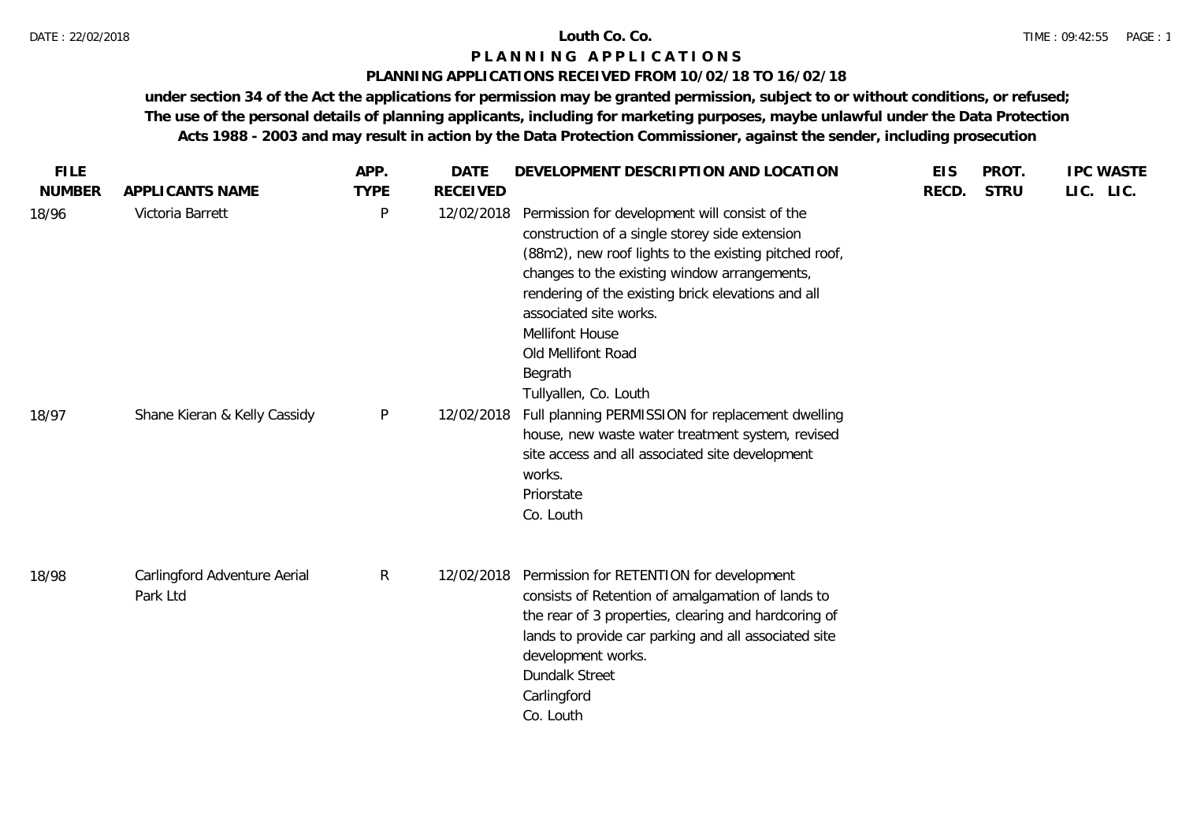# Louth Co. Co.

## P L A N N I N G   A P P L I C A T I O N S

### PLANNING APPLICATIONS RECEIVED FROM 10/02/18 TO 16/02/18

**under section 34 of the Act the applications for permission may be granted permission, subject to or without conditions, or refused; The use of the personal details of planning applicants, including for marketing purposes, maybe unlawful under the Data Protection Acts 1988 - 2003 and may result in action by the Data Protection Commissioner, against the sender, including prosecution**

| FILE NUMBER | APPLICANTS NAME | APP. TYPE | DATE RECEIVED | DEVELOPMENT DESCRIPTION AND LOCATION | EIS RECD. | PROT. STRU | IPC LIC. | WASTE LIC. |
|---|---|---|---|---|---|---|---|---|
| 18/96 | Victoria Barrett | P | 12/02/2018 | Permission for development will consist of the construction of a single storey side extension (88m2), new roof lights to the existing pitched roof, changes to the existing window arrangements, rendering of the existing brick elevations and all associated site works.<br>Mellifont House<br>Old Mellifont Road<br>Begrath<br>Tullyallen, Co. Louth | | | | |
| 18/97 | Shane Kieran & Kelly Cassidy | P | 12/02/2018 | Full planning PERMISSION for replacement dwelling house, new waste water treatment system, revised site access and all associated site development works.<br>Priorstate<br>Co. Louth | | | | |
| 18/98 | Carlingford Adventure Aerial Park Ltd | R | 12/02/2018 | Permission for RETENTION for development consists of Retention of amalgamation of lands to the rear of 3 properties, clearing and hardcoring of lands to provide car parking and all associated site development works.<br>Dundalk Street<br>Carlingford<br>Co. Louth | | | | |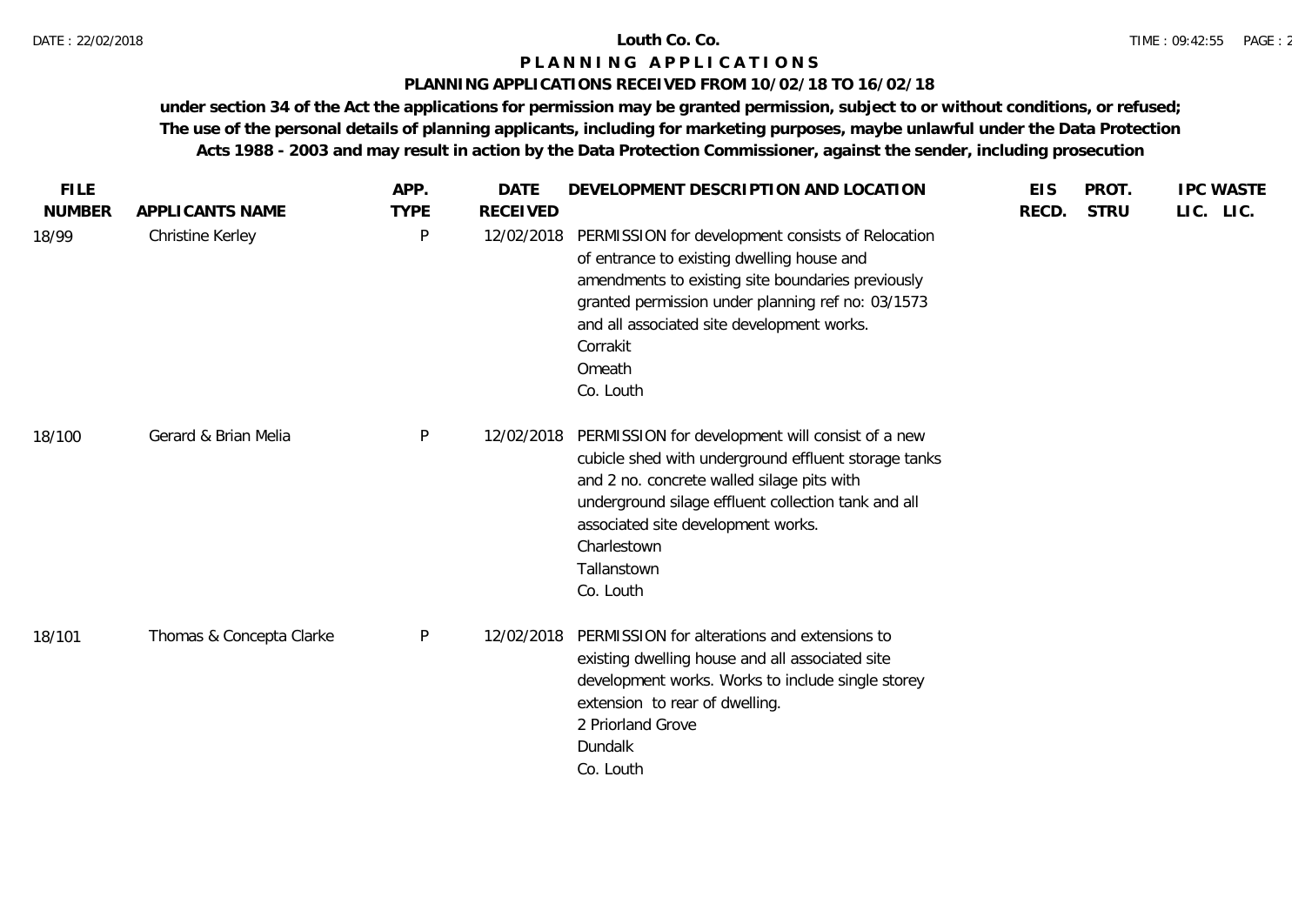# Louth Co. Co.

## P L A N N I N G   A P P L I C A T I O N S

### PLANNING APPLICATIONS RECEIVED FROM 10/02/18 TO 16/02/18

**under section 34 of the Act the applications for permission may be granted permission, subject to or without conditions, or refused; The use of the personal details of planning applicants, including for marketing purposes, maybe unlawful under the Data Protection Acts 1988 - 2003 and may result in action by the Data Protection Commissioner, against the sender, including prosecution**

| FILE NUMBER | APPLICANTS NAME | APP. TYPE | DATE RECEIVED | DEVELOPMENT DESCRIPTION AND LOCATION | EIS RECD. | PROT. STRU | IPC LIC. | WASTE LIC. |
|---|---|---|---|---|---|---|---|---|
| 18/99 | Christine Kerley | P | 12/02/2018 | PERMISSION for development consists of Relocation of entrance to existing dwelling house and amendments to existing site boundaries previously granted permission under planning ref no: 03/1573 and all associated site development works.<br>Corrakit<br>Omeath<br>Co. Louth | | | | |
| 18/100 | Gerard & Brian Melia | P | 12/02/2018 | PERMISSION for development will consist of a new cubicle shed with underground effluent storage tanks and 2 no. concrete walled silage pits with underground silage effluent collection tank and all associated site development works.<br>Charlestown<br>Tallanstown<br>Co. Louth | | | | |
| 18/101 | Thomas & Concepta Clarke | P | 12/02/2018 | PERMISSION for alterations and extensions to existing dwelling house and all associated site development works. Works to include single storey extension to rear of dwelling.<br>2 Priorland Grove<br>Dundalk<br>Co. Louth | | | | |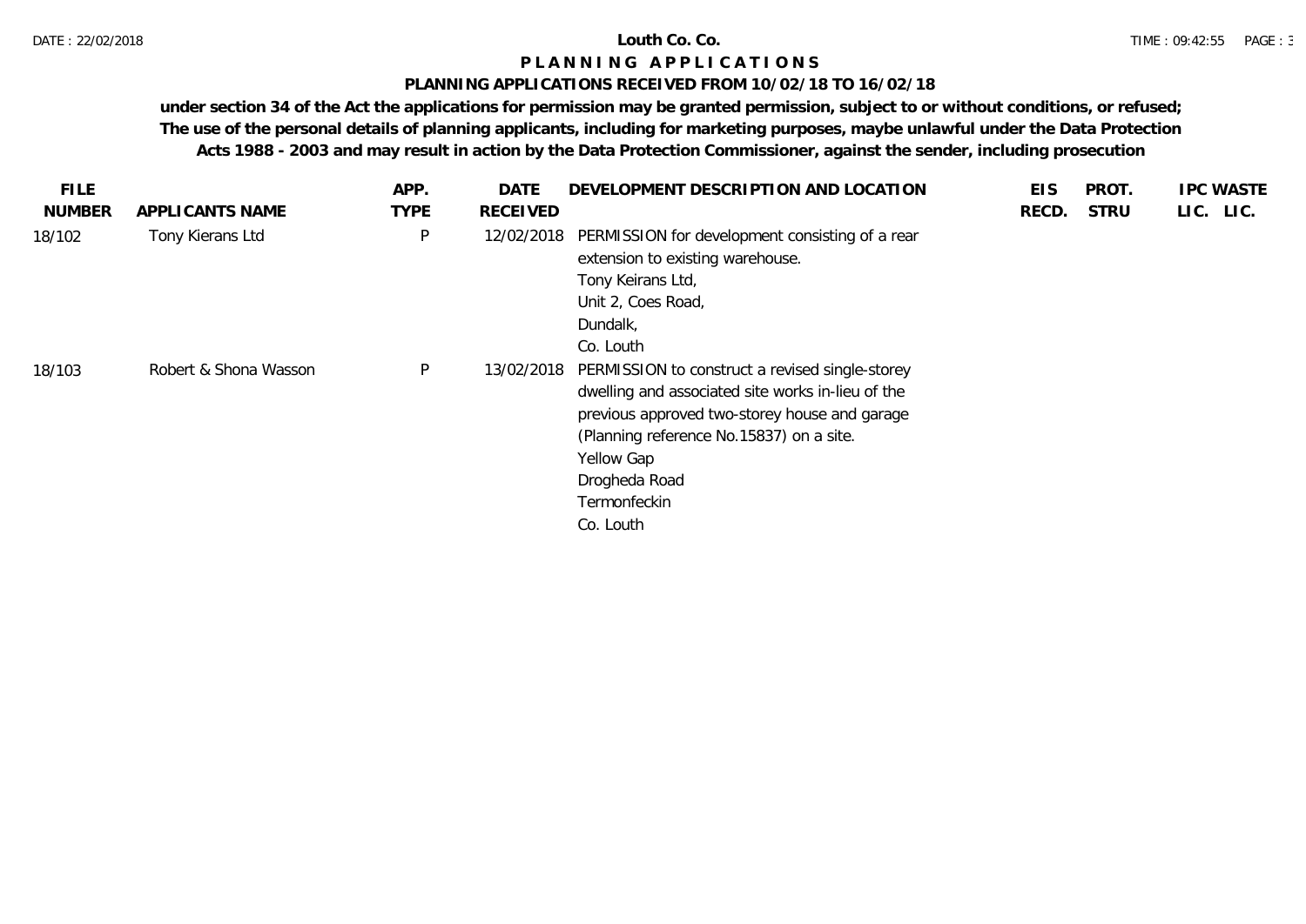# Louth Co. Co.

## PLANNING APPLICATIONS

### PLANNING APPLICATIONS RECEIVED FROM 10/02/18 TO 16/02/18

**under section 34 of the Act the applications for permission may be granted permission, subject to or without conditions, or refused; The use of the personal details of planning applicants, including for marketing purposes, maybe unlawful under the Data Protection Acts 1988 - 2003 and may result in action by the Data Protection Commissioner, against the sender, including prosecution**

| FILE NUMBER | APPLICANTS NAME | APP. TYPE | DATE RECEIVED | DEVELOPMENT DESCRIPTION AND LOCATION | EIS RECD. | PROT. STRU | IPC LIC. | WASTE LIC. |
|---|---|---|---|---|---|---|---|---|
| 18/102 | Tony Kierans Ltd | P | 12/02/2018 | PERMISSION for development consisting of a rear extension to existing warehouse. Tony Keirans Ltd, Unit 2, Coes Road, Dundalk, Co. Louth | | | | |
| 18/103 | Robert & Shona Wasson | P | 13/02/2018 | PERMISSION to construct a revised single-storey dwelling and associated site works in-lieu of the previous approved two-storey house and garage (Planning reference No.15837) on a site. Yellow Gap Drogheda Road Termonfeckin Co. Louth | | | | |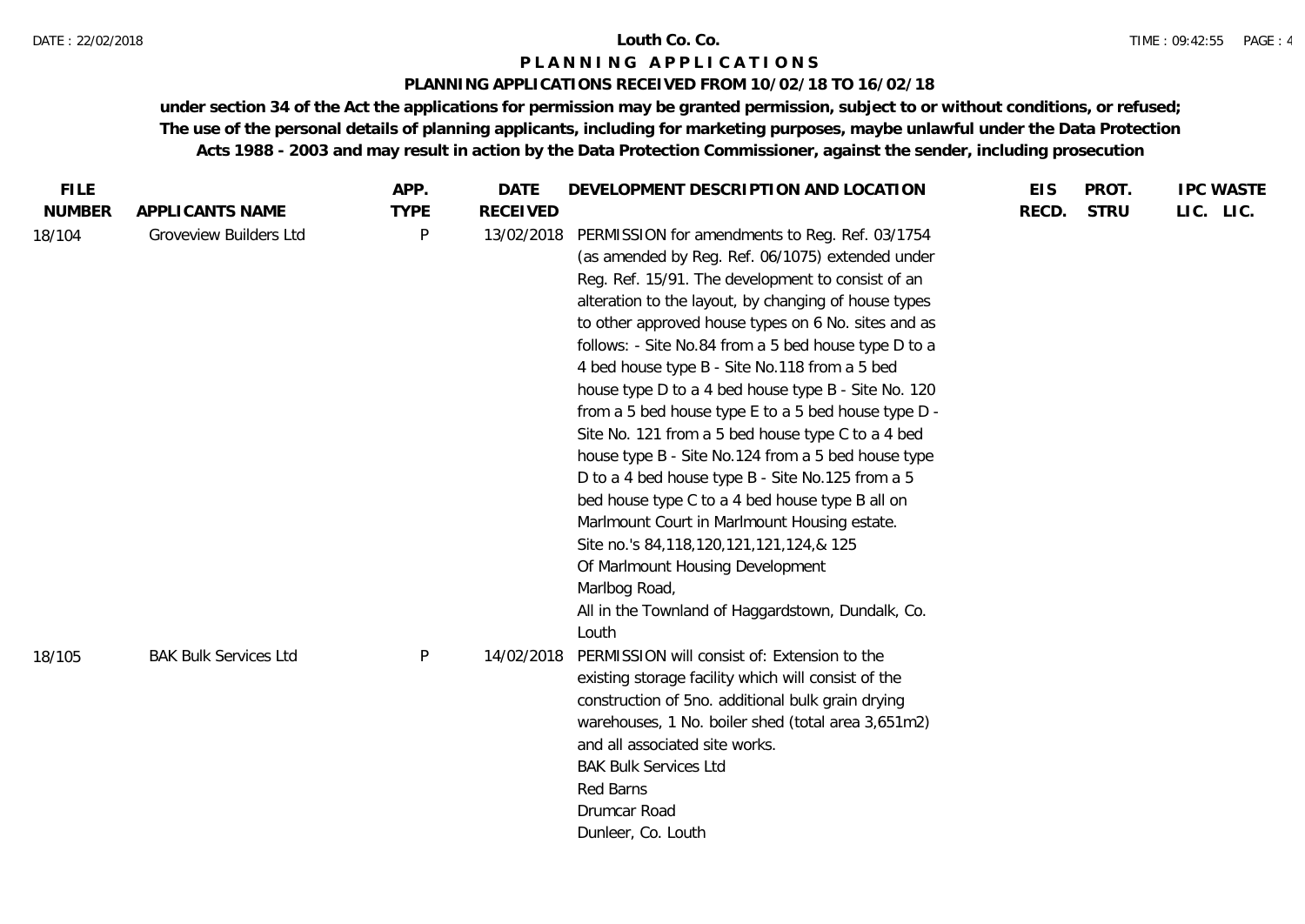**Louth Co. Co.**

**P L A N N I N G  A P P L I C A T I O N S**

**PLANNING APPLICATIONS RECEIVED FROM 10/02/18 TO 16/02/18**

**under section 34 of the Act the applications for permission may be granted permission, subject to or without conditions, or refused; The use of the personal details of planning applicants, including for marketing purposes, maybe unlawful under the Data Protection Acts 1988 - 2003 and may result in action by the Data Protection Commissioner, against the sender, including prosecution**

| FILE NUMBER | APPLICANTS NAME | APP. TYPE | DATE RECEIVED | DEVELOPMENT DESCRIPTION AND LOCATION | EIS RECD. | PROT. STRU | IPC LIC. | WASTE LIC. |
|---|---|---|---|---|---|---|---|---|
| 18/104 | Groveview Builders Ltd | P | 13/02/2018 | PERMISSION for amendments to Reg. Ref. 03/1754 (as amended by Reg. Ref. 06/1075) extended under Reg. Ref. 15/91. The development to consist of an alteration to the layout, by changing of house types to other approved house types on 6 No. sites and as follows: - Site No.84 from a 5 bed house type D to a 4 bed house type B - Site No.118 from a 5 bed house type D to a 4 bed house type B - Site No. 120 from a 5 bed house type E to a 5 bed house type D - Site No. 121 from a 5 bed house type C to a 4 bed house type B - Site No.124 from a 5 bed house type D to a 4 bed house type B - Site No.125 from a 5 bed house type C to a 4 bed house type B all on Marlmount Court in Marlmount Housing estate. Site no.'s 84,118,120,121,121,124,& 125 Of Marlmount Housing Development Marlbog Road, All in the Townland of Haggardstown, Dundalk, Co. Louth | | | | |
| 18/105 | BAK Bulk Services Ltd | P | 14/02/2018 | PERMISSION will consist of: Extension to the existing storage facility which will consist of the construction of 5no. additional bulk grain drying warehouses, 1 No. boiler shed (total area 3,651m2) and all associated site works. BAK Bulk Services Ltd Red Barns Drumcar Road Dunleer, Co. Louth | | | | |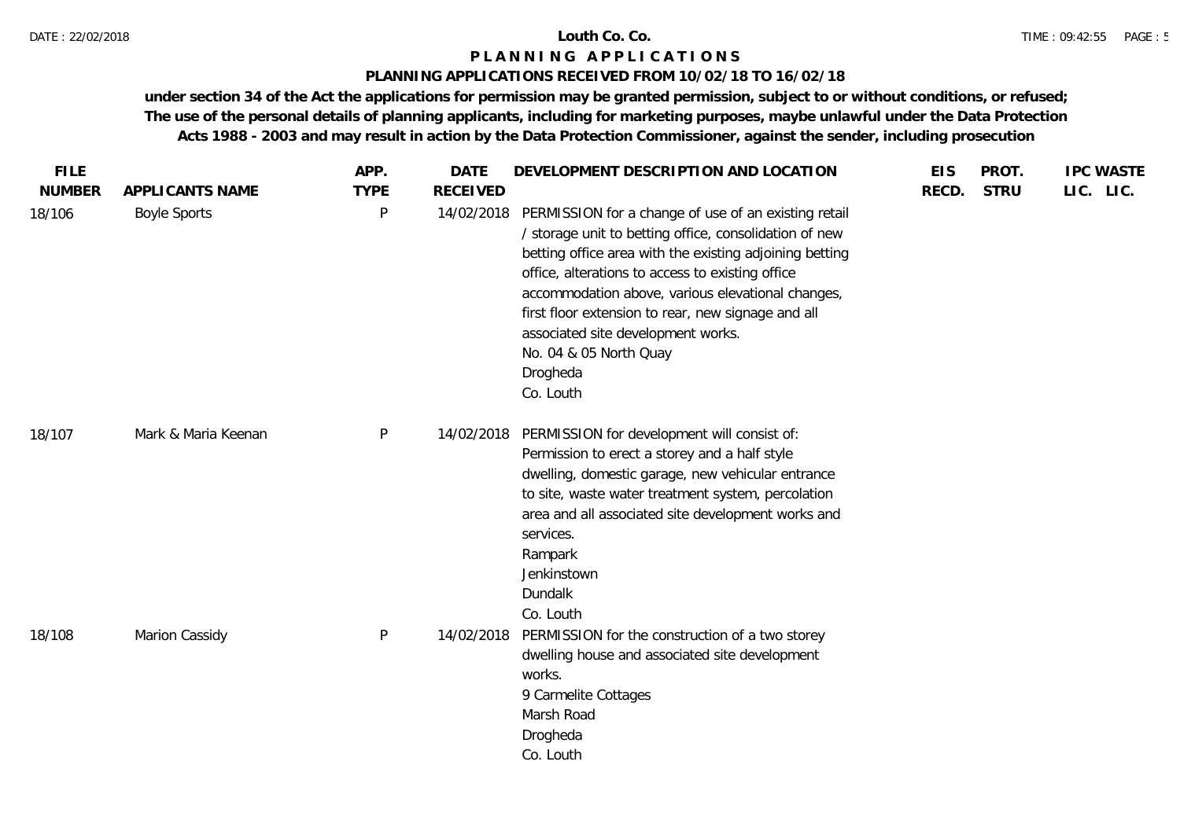**Louth Co. Co.**

**P L A N N I N G   A P P L I C A T I O N S**

**PLANNING APPLICATIONS RECEIVED FROM 10/02/18 TO 16/02/18**

**under section 34 of the Act the applications for permission may be granted permission, subject to or without conditions, or refused; The use of the personal details of planning applicants, including for marketing purposes, maybe unlawful under the Data Protection Acts 1988 - 2003 and may result in action by the Data Protection Commissioner, against the sender, including prosecution**

| FILE NUMBER | APPLICANTS NAME | APP. TYPE | DATE RECEIVED | DEVELOPMENT DESCRIPTION AND LOCATION | EIS RECD. | PROT. STRU | IPC LIC. | WASTE LIC. |
|---|---|---|---|---|---|---|---|---|
| 18/106 | Boyle Sports | P | 14/02/2018 | PERMISSION for a change of use of an existing retail / storage unit to betting office, consolidation of new betting office area with the existing adjoining betting office, alterations to access to existing office accommodation above, various elevational changes, first floor extension to rear, new signage and all associated site development works.<br>No. 04 & 05 North Quay<br>Drogheda<br>Co. Louth | | | | |
| 18/107 | Mark & Maria Keenan | P | 14/02/2018 | PERMISSION for development will consist of: Permission to erect a storey and a half style dwelling, domestic garage, new vehicular entrance to site, waste water treatment system, percolation area and all associated site development works and services.<br>Rampark<br>Jenkinstown<br>Dundalk<br>Co. Louth | | | | |
| 18/108 | Marion Cassidy | P | 14/02/2018 | PERMISSION for the construction of a two storey dwelling house and associated site development works.<br>9 Carmelite Cottages<br>Marsh Road<br>Drogheda<br>Co. Louth | | | | |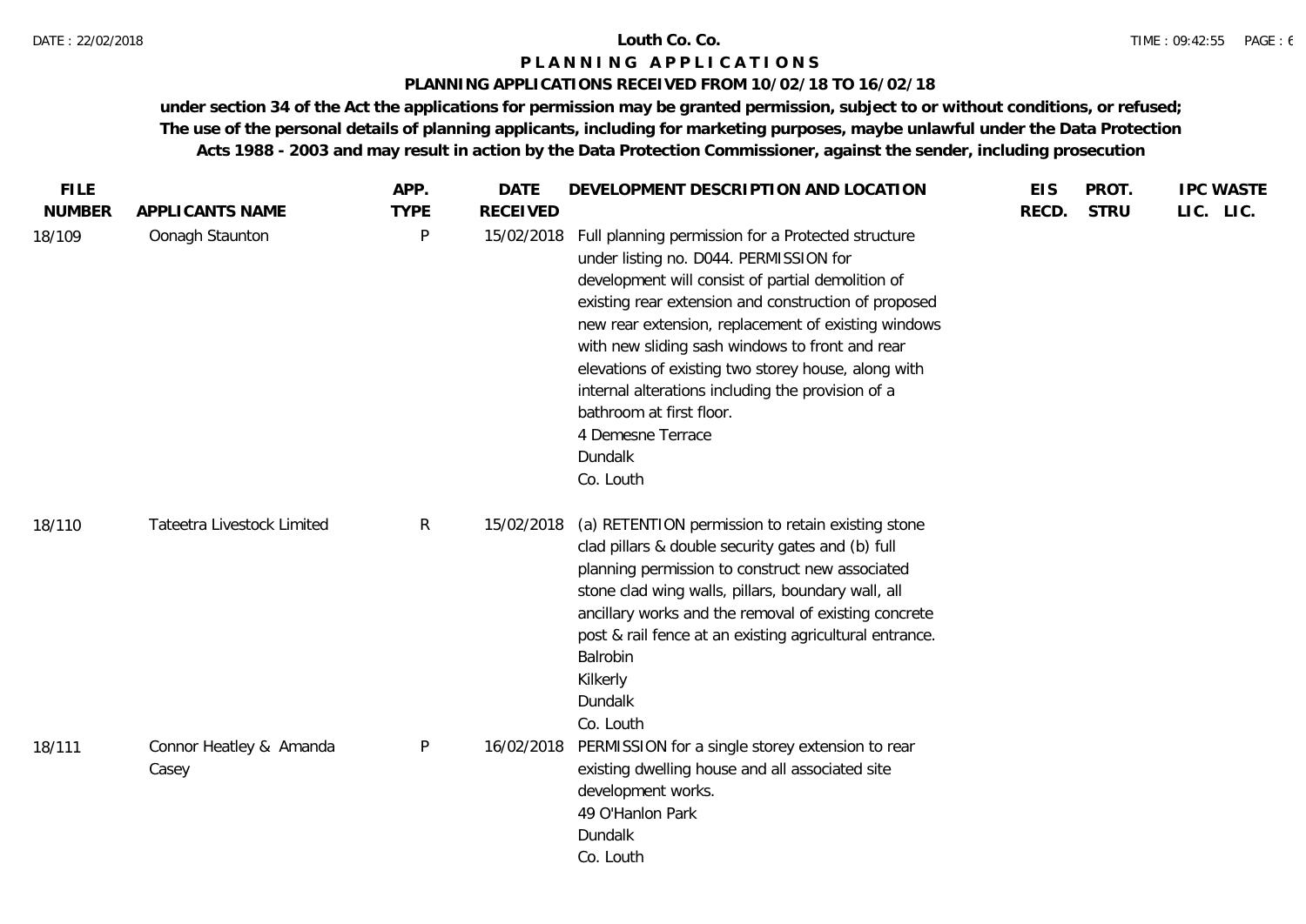# Louth Co. Co.

## P L A N N I N G   A P P L I C A T I O N S

### PLANNING APPLICATIONS RECEIVED FROM 10/02/18 TO 16/02/18

**under section 34 of the Act the applications for permission may be granted permission, subject to or without conditions, or refused; The use of the personal details of planning applicants, including for marketing purposes, maybe unlawful under the Data Protection Acts 1988 - 2003 and may result in action by the Data Protection Commissioner, against the sender, including prosecution**

| FILE NUMBER | APPLICANTS NAME | APP. TYPE | DATE RECEIVED | DEVELOPMENT DESCRIPTION AND LOCATION | EIS RECD. | PROT. STRU | IPC LIC. | WASTE LIC. |
|---|---|---|---|---|---|---|---|---|
| 18/109 | Oonagh Staunton | P | 15/02/2018 | Full planning permission for a Protected structure under listing no. D044. PERMISSION for development will consist of partial demolition of existing rear extension and construction of proposed new rear extension, replacement of existing windows with new sliding sash windows to front and rear elevations of existing two storey house, along with internal alterations including the provision of a bathroom at first floor.<br>4 Demesne Terrace<br>Dundalk<br>Co. Louth | | | | |
| 18/110 | Tateetra Livestock Limited | R | 15/02/2018 | (a) RETENTION permission to retain existing stone clad pillars & double security gates and (b) full planning permission to construct new associated stone clad wing walls, pillars, boundary wall, all ancillary works and the removal of existing concrete post & rail fence at an existing agricultural entrance.<br>Balrobin<br>Kilkerly<br>Dundalk<br>Co. Louth | | | | |
| 18/111 | Connor Heatley & Amanda Casey | P | 16/02/2018 | PERMISSION for a single storey extension to rear existing dwelling house and all associated site development works.<br>49 O'Hanlon Park<br>Dundalk<br>Co. Louth | | | | |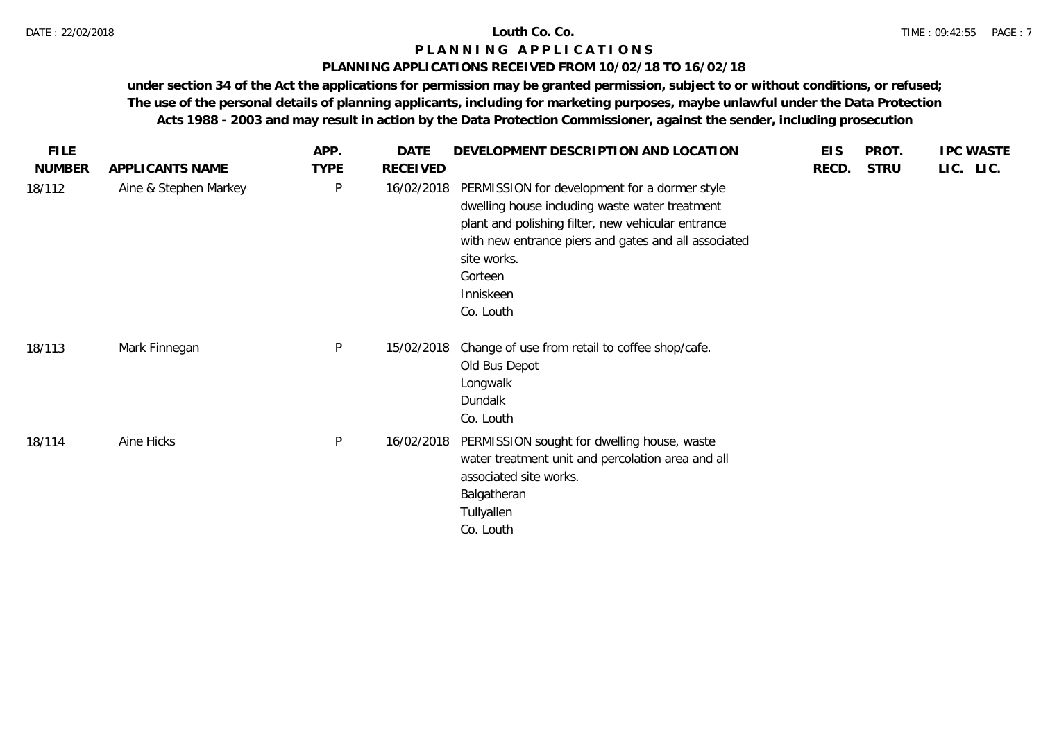# Louth Co. Co.

## P L A N N I N G   A P P L I C A T I O N S

### PLANNING APPLICATIONS RECEIVED FROM 10/02/18 TO 16/02/18

**under section 34 of the Act the applications for permission may be granted permission, subject to or without conditions, or refused; The use of the personal details of planning applicants, including for marketing purposes, maybe unlawful under the Data Protection Acts 1988 - 2003 and may result in action by the Data Protection Commissioner, against the sender, including prosecution**

| FILE NUMBER | APPLICANTS NAME | APP. TYPE | DATE RECEIVED | DEVELOPMENT DESCRIPTION AND LOCATION | EIS RECD. | PROT. STRU | IPC LIC. | WASTE LIC. |
|---|---|---|---|---|---|---|---|---|
| 18/112 | Aine & Stephen Markey | P | 16/02/2018 | PERMISSION for development for a dormer style dwelling house including waste water treatment plant and polishing filter, new vehicular entrance with new entrance piers and gates and all associated site works. Gorteen Inniskeen Co. Louth | | | | |
| 18/113 | Mark Finnegan | P | 15/02/2018 | Change of use from retail to coffee shop/cafe. Old Bus Depot Longwalk Dundalk Co. Louth | | | | |
| 18/114 | Aine Hicks | P | 16/02/2018 | PERMISSION sought for dwelling house, waste water treatment unit and percolation area and all associated site works. Balgatheran Tullyallen Co. Louth | | | | |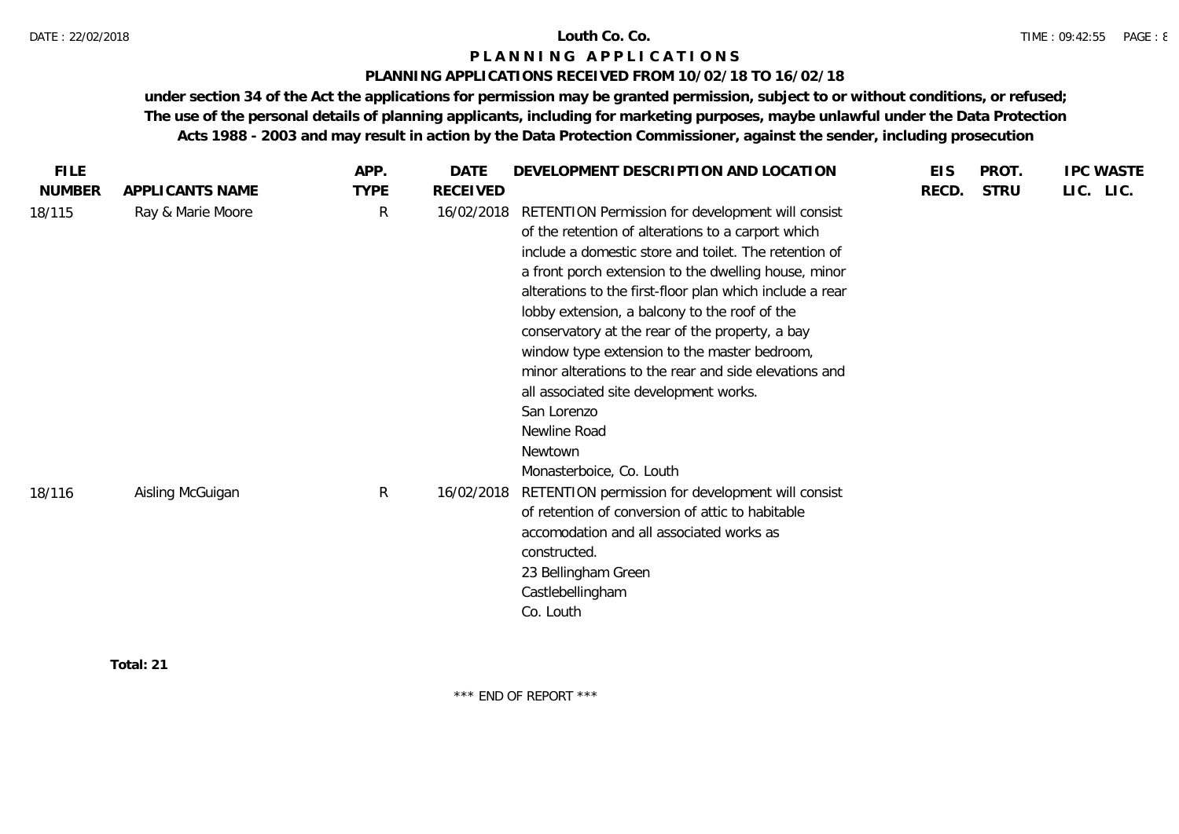**Louth Co. Co.**

# P L A N N I N G   A P P L I C A T I O N S

**PLANNING APPLICATIONS RECEIVED FROM 10/02/18 TO 16/02/18**

**under section 34 of the Act the applications for permission may be granted permission, subject to or without conditions, or refused; The use of the personal details of planning applicants, including for marketing purposes, maybe unlawful under the Data Protection Acts 1988 - 2003 and may result in action by the Data Protection Commissioner, against the sender, including prosecution**

| FILE NUMBER | APPLICANTS NAME | APP. TYPE | DATE RECEIVED | DEVELOPMENT DESCRIPTION AND LOCATION | EIS RECD. | PROT. STRU | IPC LIC. | WASTE LIC. |
|---|---|---|---|---|---|---|---|---|
| 18/115 | Ray & Marie Moore | R | 16/02/2018 | RETENTION Permission for development will consist of the retention of alterations to a carport which include a domestic store and toilet. The retention of a front porch extension to the dwelling house, minor alterations to the first-floor plan which include a rear lobby extension, a balcony to the roof of the conservatory at the rear of the property, a bay window type extension to the master bedroom, minor alterations to the rear and side elevations and all associated site development works.<br>San Lorenzo<br>Newline Road<br>Newtown<br>Monasterboice, Co. Louth | | | | |
| 18/116 | Aisling McGuigan | R | 16/02/2018 | RETENTION permission for development will consist of retention of conversion of attic to habitable accomodation and all associated works as constructed.<br>23 Bellingham Green<br>Castlebellingham<br>Co. Louth | | | | |

**Total: 21**

\*\*\* END OF REPORT \*\*\*